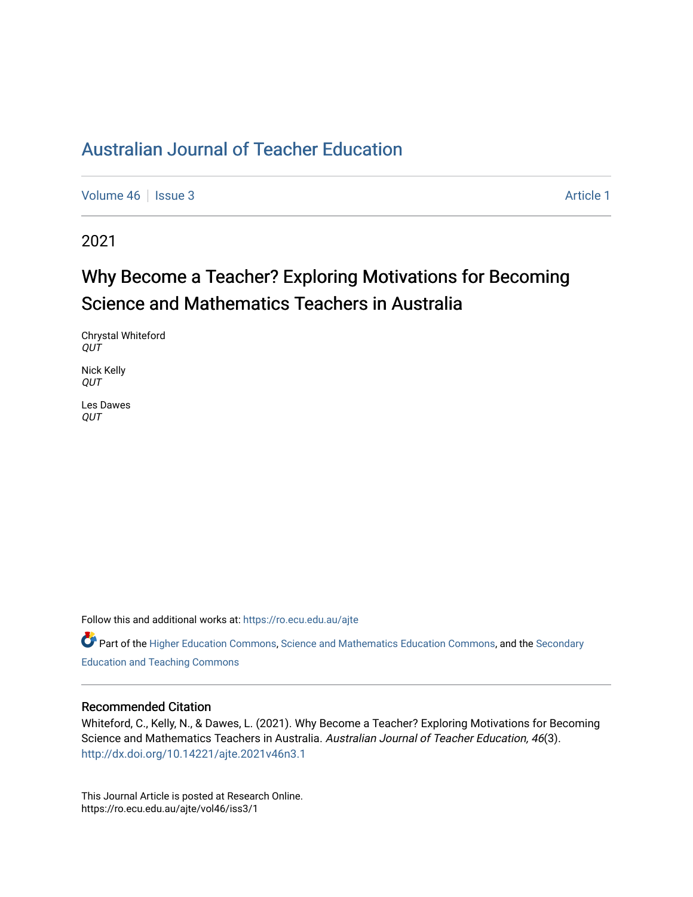# Australian Journal of Teacher Education

Volume 46 | Issue 3 | Article 1

2021

## Why Become a Teacher? Exploring Motivations for Becoming Science and Mathematics Teachers in Australia

Chrystal Whiteford
*QUT*

Nick Kelly
*QUT*

Les Dawes
*QUT*

Follow this and additional works at: https://ro.ecu.edu.au/ajte

Part of the Higher Education Commons, Science and Mathematics Education Commons, and the Secondary Education and Teaching Commons

### Recommended Citation

Whiteford, C., Kelly, N., & Dawes, L. (2021). Why Become a Teacher? Exploring Motivations for Becoming Science and Mathematics Teachers in Australia. *Australian Journal of Teacher Education, 46*(3). http://dx.doi.org/10.14221/ajte.2021v46n3.1

This Journal Article is posted at Research Online.
https://ro.ecu.edu.au/ajte/vol46/iss3/1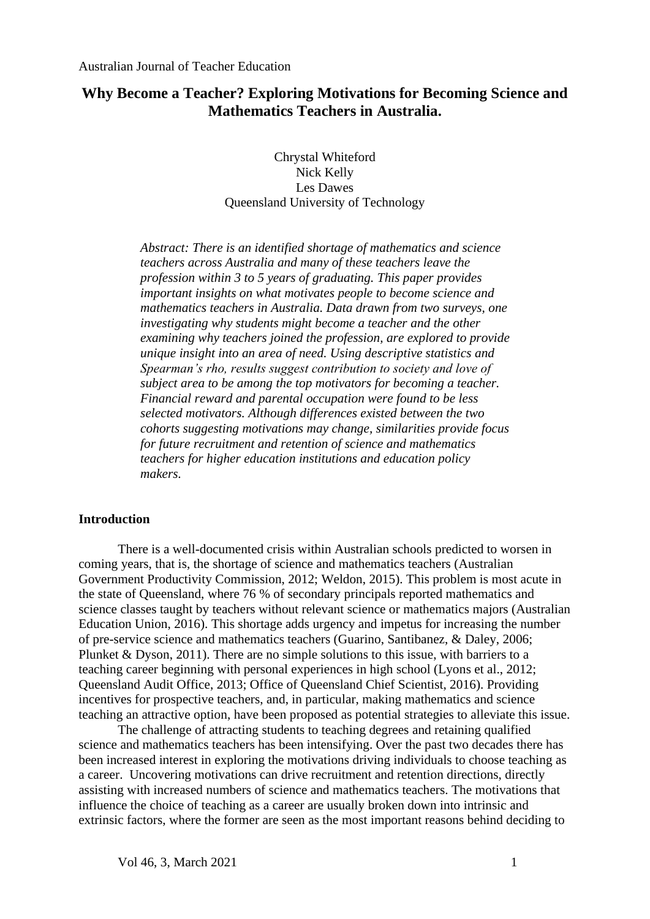Australian Journal of Teacher Education

# Why Become a Teacher? Exploring Motivations for Becoming Science and Mathematics Teachers in Australia.

Chrystal Whiteford
Nick Kelly
Les Dawes
Queensland University of Technology

*Abstract: There is an identified shortage of mathematics and science teachers across Australia and many of these teachers leave the profession within 3 to 5 years of graduating. This paper provides important insights on what motivates people to become science and mathematics teachers in Australia. Data drawn from two surveys, one investigating why students might become a teacher and the other examining why teachers joined the profession, are explored to provide unique insight into an area of need. Using descriptive statistics and Spearman's rho, results suggest contribution to society and love of subject area to be among the top motivators for becoming a teacher. Financial reward and parental occupation were found to be less selected motivators. Although differences existed between the two cohorts suggesting motivations may change, similarities provide focus for future recruitment and retention of science and mathematics teachers for higher education institutions and education policy makers.*

## Introduction

There is a well-documented crisis within Australian schools predicted to worsen in coming years, that is, the shortage of science and mathematics teachers (Australian Government Productivity Commission, 2012; Weldon, 2015). This problem is most acute in the state of Queensland, where 76 % of secondary principals reported mathematics and science classes taught by teachers without relevant science or mathematics majors (Australian Education Union, 2016). This shortage adds urgency and impetus for increasing the number of pre-service science and mathematics teachers (Guarino, Santibanez, & Daley, 2006; Plunket & Dyson, 2011). There are no simple solutions to this issue, with barriers to a teaching career beginning with personal experiences in high school (Lyons et al., 2012; Queensland Audit Office, 2013; Office of Queensland Chief Scientist, 2016). Providing incentives for prospective teachers, and, in particular, making mathematics and science teaching an attractive option, have been proposed as potential strategies to alleviate this issue.

The challenge of attracting students to teaching degrees and retaining qualified science and mathematics teachers has been intensifying. Over the past two decades there has been increased interest in exploring the motivations driving individuals to choose teaching as a career. Uncovering motivations can drive recruitment and retention directions, directly assisting with increased numbers of science and mathematics teachers. The motivations that influence the choice of teaching as a career are usually broken down into intrinsic and extrinsic factors, where the former are seen as the most important reasons behind deciding to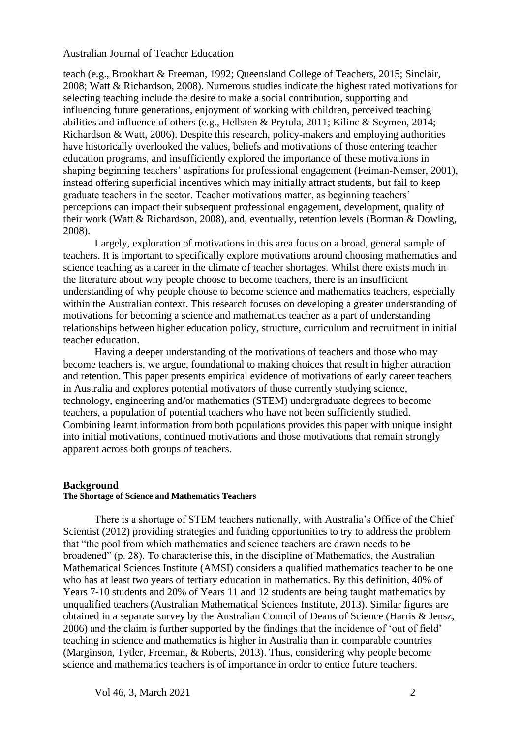teach (e.g., Brookhart & Freeman, 1992; Queensland College of Teachers, 2015; Sinclair, 2008; Watt & Richardson, 2008). Numerous studies indicate the highest rated motivations for selecting teaching include the desire to make a social contribution, supporting and influencing future generations, enjoyment of working with children, perceived teaching abilities and influence of others (e.g., Hellsten & Prytula, 2011; Kilinc & Seymen, 2014; Richardson & Watt, 2006). Despite this research, policy-makers and employing authorities have historically overlooked the values, beliefs and motivations of those entering teacher education programs, and insufficiently explored the importance of these motivations in shaping beginning teachers' aspirations for professional engagement (Feiman-Nemser, 2001), instead offering superficial incentives which may initially attract students, but fail to keep graduate teachers in the sector. Teacher motivations matter, as beginning teachers' perceptions can impact their subsequent professional engagement, development, quality of their work (Watt & Richardson, 2008), and, eventually, retention levels (Borman & Dowling, 2008).

Largely, exploration of motivations in this area focus on a broad, general sample of teachers. It is important to specifically explore motivations around choosing mathematics and science teaching as a career in the climate of teacher shortages. Whilst there exists much in the literature about why people choose to become teachers, there is an insufficient understanding of why people choose to become science and mathematics teachers, especially within the Australian context. This research focuses on developing a greater understanding of motivations for becoming a science and mathematics teacher as a part of understanding relationships between higher education policy, structure, curriculum and recruitment in initial teacher education.

Having a deeper understanding of the motivations of teachers and those who may become teachers is, we argue, foundational to making choices that result in higher attraction and retention. This paper presents empirical evidence of motivations of early career teachers in Australia and explores potential motivators of those currently studying science, technology, engineering and/or mathematics (STEM) undergraduate degrees to become teachers, a population of potential teachers who have not been sufficiently studied. Combining learnt information from both populations provides this paper with unique insight into initial motivations, continued motivations and those motivations that remain strongly apparent across both groups of teachers.

## Background

### The Shortage of Science and Mathematics Teachers

There is a shortage of STEM teachers nationally, with Australia's Office of the Chief Scientist (2012) providing strategies and funding opportunities to try to address the problem that "the pool from which mathematics and science teachers are drawn needs to be broadened" (p. 28). To characterise this, in the discipline of Mathematics, the Australian Mathematical Sciences Institute (AMSI) considers a qualified mathematics teacher to be one who has at least two years of tertiary education in mathematics. By this definition, 40% of Years 7-10 students and 20% of Years 11 and 12 students are being taught mathematics by unqualified teachers (Australian Mathematical Sciences Institute, 2013). Similar figures are obtained in a separate survey by the Australian Council of Deans of Science (Harris & Jensz, 2006) and the claim is further supported by the findings that the incidence of 'out of field' teaching in science and mathematics is higher in Australia than in comparable countries (Marginson, Tytler, Freeman, & Roberts, 2013). Thus, considering why people become science and mathematics teachers is of importance in order to entice future teachers.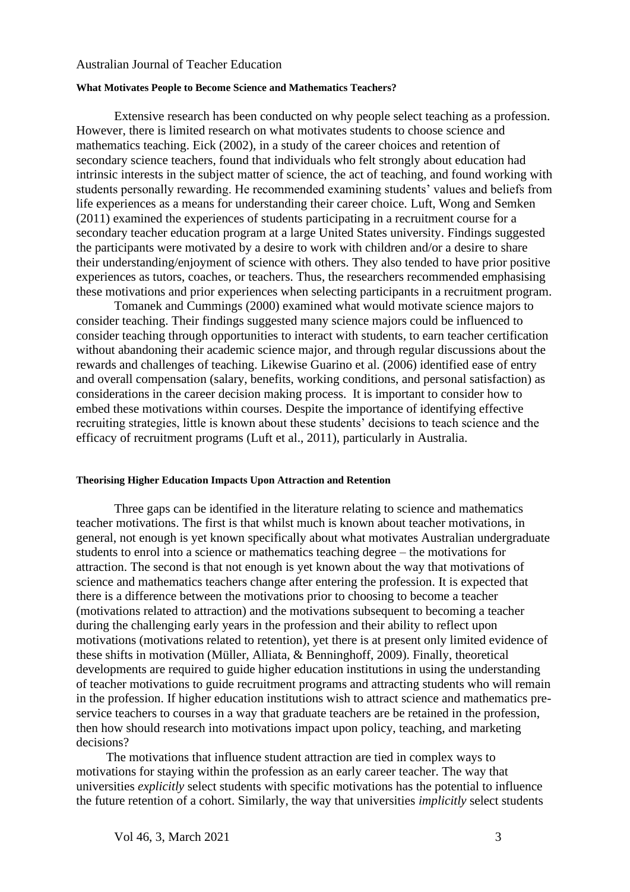#### What Motivates People to Become Science and Mathematics Teachers?

Extensive research has been conducted on why people select teaching as a profession. However, there is limited research on what motivates students to choose science and mathematics teaching. Eick (2002), in a study of the career choices and retention of secondary science teachers, found that individuals who felt strongly about education had intrinsic interests in the subject matter of science, the act of teaching, and found working with students personally rewarding. He recommended examining students' values and beliefs from life experiences as a means for understanding their career choice. Luft, Wong and Semken (2011) examined the experiences of students participating in a recruitment course for a secondary teacher education program at a large United States university. Findings suggested the participants were motivated by a desire to work with children and/or a desire to share their understanding/enjoyment of science with others. They also tended to have prior positive experiences as tutors, coaches, or teachers. Thus, the researchers recommended emphasising these motivations and prior experiences when selecting participants in a recruitment program.

Tomanek and Cummings (2000) examined what would motivate science majors to consider teaching. Their findings suggested many science majors could be influenced to consider teaching through opportunities to interact with students, to earn teacher certification without abandoning their academic science major, and through regular discussions about the rewards and challenges of teaching. Likewise Guarino et al. (2006) identified ease of entry and overall compensation (salary, benefits, working conditions, and personal satisfaction) as considerations in the career decision making process. It is important to consider how to embed these motivations within courses. Despite the importance of identifying effective recruiting strategies, little is known about these students' decisions to teach science and the efficacy of recruitment programs (Luft et al., 2011), particularly in Australia.

#### Theorising Higher Education Impacts Upon Attraction and Retention

Three gaps can be identified in the literature relating to science and mathematics teacher motivations. The first is that whilst much is known about teacher motivations, in general, not enough is yet known specifically about what motivates Australian undergraduate students to enrol into a science or mathematics teaching degree – the motivations for attraction. The second is that not enough is yet known about the way that motivations of science and mathematics teachers change after entering the profession. It is expected that there is a difference between the motivations prior to choosing to become a teacher (motivations related to attraction) and the motivations subsequent to becoming a teacher during the challenging early years in the profession and their ability to reflect upon motivations (motivations related to retention), yet there is at present only limited evidence of these shifts in motivation (Müller, Alliata, & Benninghoff, 2009). Finally, theoretical developments are required to guide higher education institutions in using the understanding of teacher motivations to guide recruitment programs and attracting students who will remain in the profession. If higher education institutions wish to attract science and mathematics pre-service teachers to courses in a way that graduate teachers are be retained in the profession, then how should research into motivations impact upon policy, teaching, and marketing decisions?

The motivations that influence student attraction are tied in complex ways to motivations for staying within the profession as an early career teacher. The way that universities *explicitly* select students with specific motivations has the potential to influence the future retention of a cohort. Similarly, the way that universities *implicitly* select students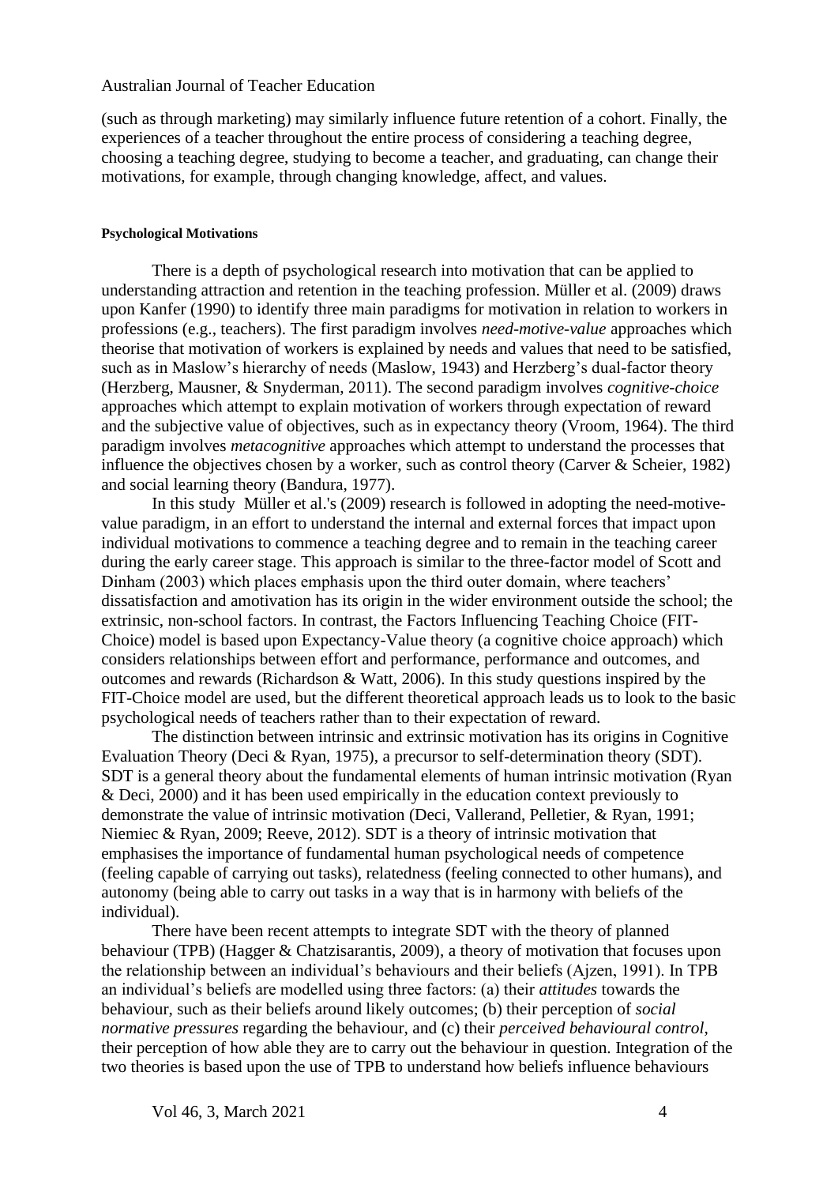(such as through marketing) may similarly influence future retention of a cohort. Finally, the experiences of a teacher throughout the entire process of considering a teaching degree, choosing a teaching degree, studying to become a teacher, and graduating, can change their motivations, for example, through changing knowledge, affect, and values.

#### Psychological Motivations

There is a depth of psychological research into motivation that can be applied to understanding attraction and retention in the teaching profession. Müller et al. (2009) draws upon Kanfer (1990) to identify three main paradigms for motivation in relation to workers in professions (e.g., teachers). The first paradigm involves *need-motive-value* approaches which theorise that motivation of workers is explained by needs and values that need to be satisfied, such as in Maslow's hierarchy of needs (Maslow, 1943) and Herzberg's dual-factor theory (Herzberg, Mausner, & Snyderman, 2011). The second paradigm involves *cognitive-choice* approaches which attempt to explain motivation of workers through expectation of reward and the subjective value of objectives, such as in expectancy theory (Vroom, 1964). The third paradigm involves *metacognitive* approaches which attempt to understand the processes that influence the objectives chosen by a worker, such as control theory (Carver & Scheier, 1982) and social learning theory (Bandura, 1977).

In this study Müller et al.'s (2009) research is followed in adopting the need-motive-value paradigm, in an effort to understand the internal and external forces that impact upon individual motivations to commence a teaching degree and to remain in the teaching career during the early career stage. This approach is similar to the three-factor model of Scott and Dinham (2003) which places emphasis upon the third outer domain, where teachers' dissatisfaction and amotivation has its origin in the wider environment outside the school; the extrinsic, non-school factors. In contrast, the Factors Influencing Teaching Choice (FIT-Choice) model is based upon Expectancy-Value theory (a cognitive choice approach) which considers relationships between effort and performance, performance and outcomes, and outcomes and rewards (Richardson & Watt, 2006). In this study questions inspired by the FIT-Choice model are used, but the different theoretical approach leads us to look to the basic psychological needs of teachers rather than to their expectation of reward.

The distinction between intrinsic and extrinsic motivation has its origins in Cognitive Evaluation Theory (Deci & Ryan, 1975), a precursor to self-determination theory (SDT). SDT is a general theory about the fundamental elements of human intrinsic motivation (Ryan & Deci, 2000) and it has been used empirically in the education context previously to demonstrate the value of intrinsic motivation (Deci, Vallerand, Pelletier, & Ryan, 1991; Niemiec & Ryan, 2009; Reeve, 2012). SDT is a theory of intrinsic motivation that emphasises the importance of fundamental human psychological needs of competence (feeling capable of carrying out tasks), relatedness (feeling connected to other humans), and autonomy (being able to carry out tasks in a way that is in harmony with beliefs of the individual).

There have been recent attempts to integrate SDT with the theory of planned behaviour (TPB) (Hagger & Chatzisarantis, 2009), a theory of motivation that focuses upon the relationship between an individual's behaviours and their beliefs (Ajzen, 1991). In TPB an individual's beliefs are modelled using three factors: (a) their *attitudes* towards the behaviour, such as their beliefs around likely outcomes; (b) their perception of *social normative pressures* regarding the behaviour, and (c) their *perceived behavioural control*, their perception of how able they are to carry out the behaviour in question. Integration of the two theories is based upon the use of TPB to understand how beliefs influence behaviours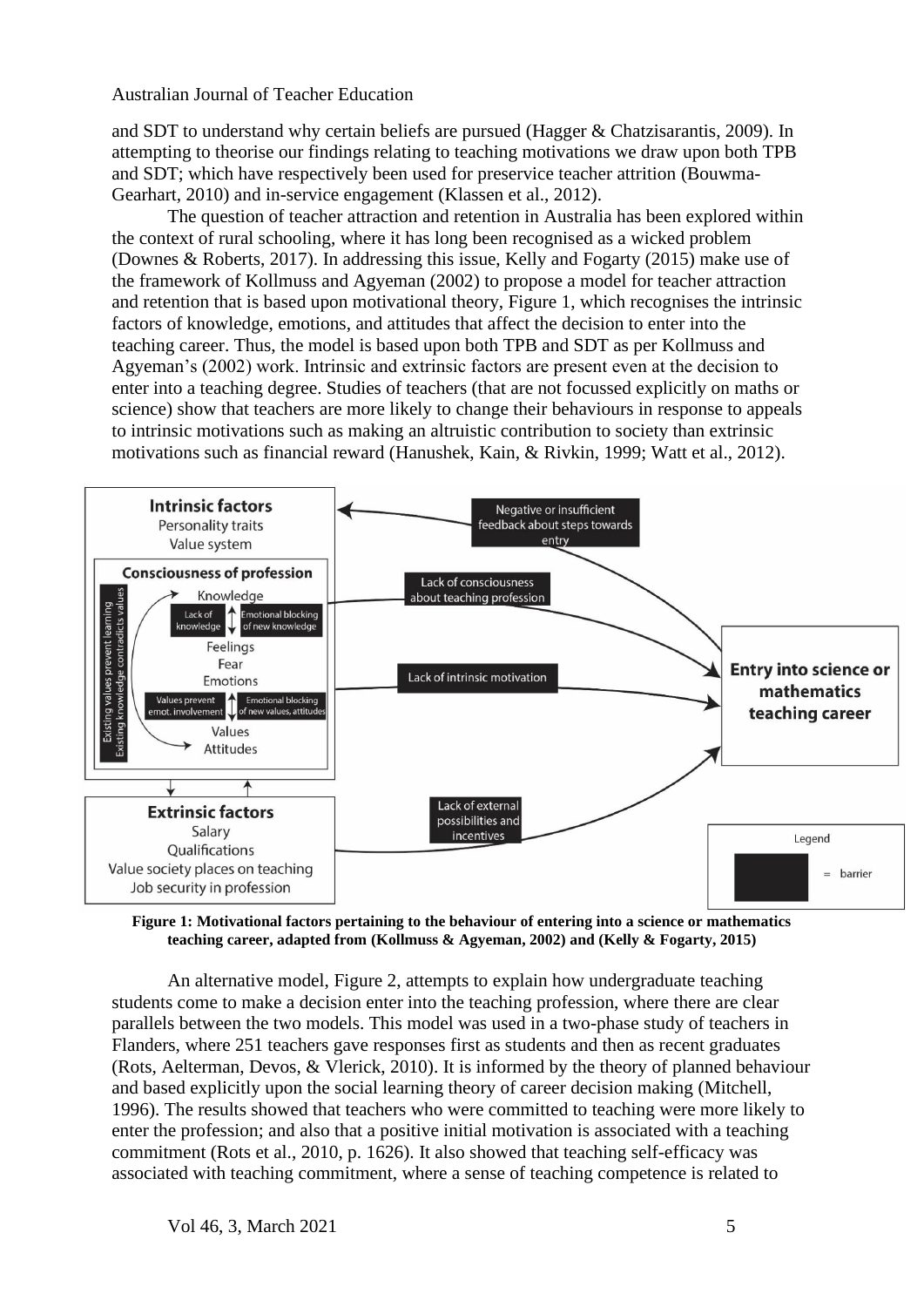and SDT to understand why certain beliefs are pursued (Hagger & Chatzisarantis, 2009). In attempting to theorise our findings relating to teaching motivations we draw upon both TPB and SDT; which have respectively been used for preservice teacher attrition (Bouwma-Gearhart, 2010) and in-service engagement (Klassen et al., 2012).

The question of teacher attraction and retention in Australia has been explored within the context of rural schooling, where it has long been recognised as a wicked problem (Downes & Roberts, 2017). In addressing this issue, Kelly and Fogarty (2015) make use of the framework of Kollmuss and Agyeman (2002) to propose a model for teacher attraction and retention that is based upon motivational theory, Figure 1, which recognises the intrinsic factors of knowledge, emotions, and attitudes that affect the decision to enter into the teaching career. Thus, the model is based upon both TPB and SDT as per Kollmuss and Agyeman's (2002) work. Intrinsic and extrinsic factors are present even at the decision to enter into a teaching degree. Studies of teachers (that are not focussed explicitly on maths or science) show that teachers are more likely to change their behaviours in response to appeals to intrinsic motivations such as making an altruistic contribution to society than extrinsic motivations such as financial reward (Hanushek, Kain, & Rivkin, 1999; Watt et al., 2012).

**Figure 1: Motivational factors pertaining to the behaviour of entering into a science or mathematics teaching career, adapted from (Kollmuss & Agyeman, 2002) and (Kelly & Fogarty, 2015)**

An alternative model, Figure 2, attempts to explain how undergraduate teaching students come to make a decision enter into the teaching profession, where there are clear parallels between the two models. This model was used in a two-phase study of teachers in Flanders, where 251 teachers gave responses first as students and then as recent graduates (Rots, Aelterman, Devos, & Vlerick, 2010). It is informed by the theory of planned behaviour and based explicitly upon the social learning theory of career decision making (Mitchell, 1996). The results showed that teachers who were committed to teaching were more likely to enter the profession; and also that a positive initial motivation is associated with a teaching commitment (Rots et al., 2010, p. 1626). It also showed that teaching self-efficacy was associated with teaching commitment, where a sense of teaching competence is related to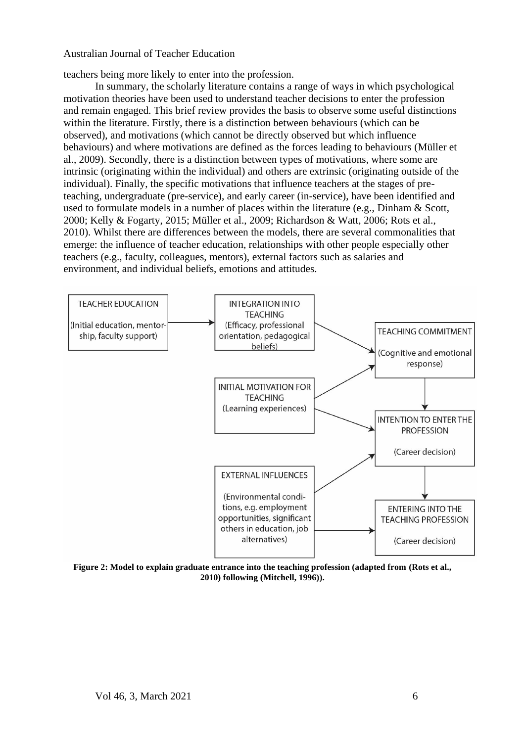teachers being more likely to enter into the profession.

In summary, the scholarly literature contains a range of ways in which psychological motivation theories have been used to understand teacher decisions to enter the profession and remain engaged. This brief review provides the basis to observe some useful distinctions within the literature. Firstly, there is a distinction between behaviours (which can be observed), and motivations (which cannot be directly observed but which influence behaviours) and where motivations are defined as the forces leading to behaviours (Müller et al., 2009). Secondly, there is a distinction between types of motivations, where some are intrinsic (originating within the individual) and others are extrinsic (originating outside of the individual). Finally, the specific motivations that influence teachers at the stages of pre-teaching, undergraduate (pre-service), and early career (in-service), have been identified and used to formulate models in a number of places within the literature (e.g., Dinham & Scott, 2000; Kelly & Fogarty, 2015; Müller et al., 2009; Richardson & Watt, 2006; Rots et al., 2010). Whilst there are differences between the models, there are several commonalities that emerge: the influence of teacher education, relationships with other people especially other teachers (e.g., faculty, colleagues, mentors), external factors such as salaries and environment, and individual beliefs, emotions and attitudes.

**Figure 2: Model to explain graduate entrance into the teaching profession (adapted from (Rots et al., 2010) following (Mitchell, 1996)).**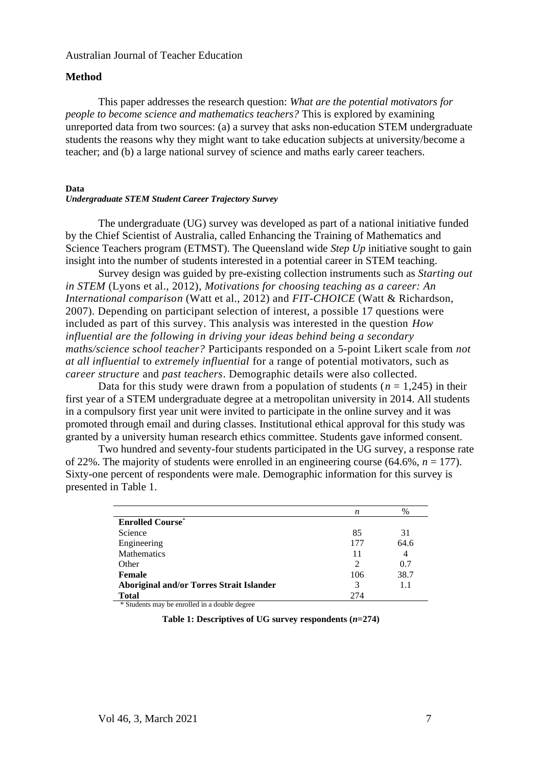## Method

This paper addresses the research question: *What are the potential motivators for people to become science and mathematics teachers?* This is explored by examining unreported data from two sources: (a) a survey that asks non-education STEM undergraduate students the reasons why they might want to take education subjects at university/become a teacher; and (b) a large national survey of science and maths early career teachers.

### Data

#### *Undergraduate STEM Student Career Trajectory Survey*

The undergraduate (UG) survey was developed as part of a national initiative funded by the Chief Scientist of Australia, called Enhancing the Training of Mathematics and Science Teachers program (ETMST). The Queensland wide *Step Up* initiative sought to gain insight into the number of students interested in a potential career in STEM teaching.

Survey design was guided by pre-existing collection instruments such as *Starting out in STEM* (Lyons et al., 2012), *Motivations for choosing teaching as a career: An International comparison* (Watt et al., 2012) and *FIT-CHOICE* (Watt & Richardson, 2007). Depending on participant selection of interest, a possible 17 questions were included as part of this survey. This analysis was interested in the question *How influential are the following in driving your ideas behind being a secondary maths/science school teacher?* Participants responded on a 5-point Likert scale from *not at all influential* to *extremely influential* for a range of potential motivators, such as *career structure* and *past teachers*. Demographic details were also collected.

Data for this study were drawn from a population of students ($n$ = 1,245) in their first year of a STEM undergraduate degree at a metropolitan university in 2014. All students in a compulsory first year unit were invited to participate in the online survey and it was promoted through email and during classes. Institutional ethical approval for this study was granted by a university human research ethics committee. Students gave informed consent.

Two hundred and seventy-four students participated in the UG survey, a response rate of 22%. The majority of students were enrolled in an engineering course (64.6%, $n$ = 177). Sixty-one percent of respondents were male. Demographic information for this survey is presented in Table 1.

| | $n$ | % |
|---|---|---|
| **Enrolled Course*** | | |
| Science | 85 | 31 |
| Engineering | 177 | 64.6 |
| Mathematics | 11 | 4 |
| Other | 2 | 0.7 |
| **Female** | 106 | 38.7 |
| **Aboriginal and/or Torres Strait Islander** | 3 | 1.1 |
| **Total** | 274 | |

\* Students may be enrolled in a double degree

**Table 1: Descriptives of UG survey respondents (*n*=274)**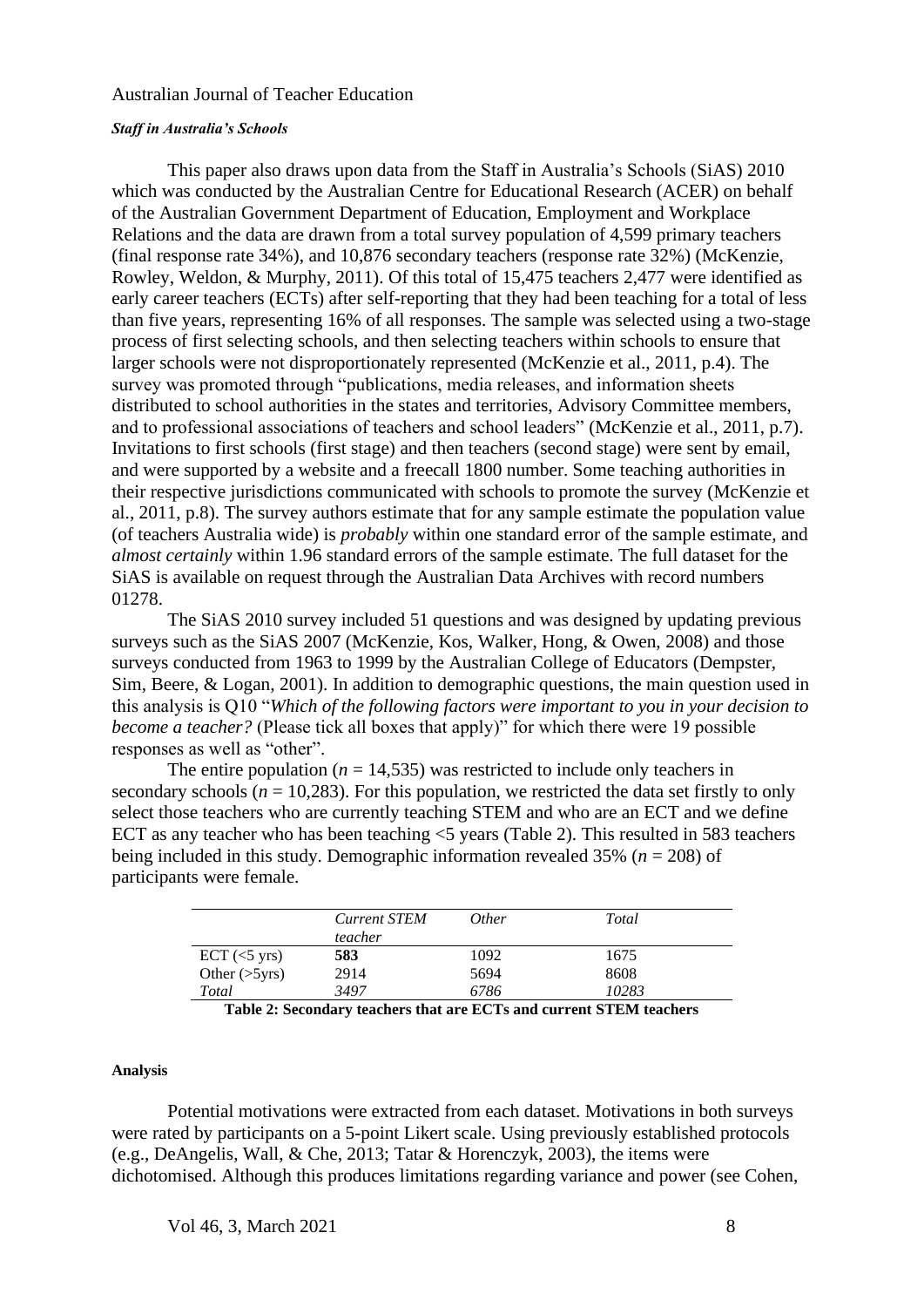#### *Staff in Australia's Schools*

This paper also draws upon data from the Staff in Australia's Schools (SiAS) 2010 which was conducted by the Australian Centre for Educational Research (ACER) on behalf of the Australian Government Department of Education, Employment and Workplace Relations and the data are drawn from a total survey population of 4,599 primary teachers (final response rate 34%), and 10,876 secondary teachers (response rate 32%) (McKenzie, Rowley, Weldon, & Murphy, 2011). Of this total of 15,475 teachers 2,477 were identified as early career teachers (ECTs) after self-reporting that they had been teaching for a total of less than five years, representing 16% of all responses. The sample was selected using a two-stage process of first selecting schools, and then selecting teachers within schools to ensure that larger schools were not disproportionately represented (McKenzie et al., 2011, p.4). The survey was promoted through "publications, media releases, and information sheets distributed to school authorities in the states and territories, Advisory Committee members, and to professional associations of teachers and school leaders" (McKenzie et al., 2011, p.7). Invitations to first schools (first stage) and then teachers (second stage) were sent by email, and were supported by a website and a freecall 1800 number. Some teaching authorities in their respective jurisdictions communicated with schools to promote the survey (McKenzie et al., 2011, p.8). The survey authors estimate that for any sample estimate the population value (of teachers Australia wide) is *probably* within one standard error of the sample estimate, and *almost certainly* within 1.96 standard errors of the sample estimate. The full dataset for the SiAS is available on request through the Australian Data Archives with record numbers 01278.

The SiAS 2010 survey included 51 questions and was designed by updating previous surveys such as the SiAS 2007 (McKenzie, Kos, Walker, Hong, & Owen, 2008) and those surveys conducted from 1963 to 1999 by the Australian College of Educators (Dempster, Sim, Beere, & Logan, 2001). In addition to demographic questions, the main question used in this analysis is Q10 "*Which of the following factors were important to you in your decision to become a teacher?* (Please tick all boxes that apply)" for which there were 19 possible responses as well as "other".

The entire population ($n$ = 14,535) was restricted to include only teachers in secondary schools ($n$ = 10,283). For this population, we restricted the data set firstly to only select those teachers who are currently teaching STEM and who are an ECT and we define ECT as any teacher who has been teaching <5 years (Table 2). This resulted in 583 teachers being included in this study. Demographic information revealed 35% ($n$ = 208) of participants were female.

| | *Current STEM teacher* | *Other* | *Total* |
|---|---|---|---|
| ECT (<5 yrs) | **583** | 1092 | 1675 |
| Other (>5yrs) | 2914 | 5694 | 8608 |
| *Total* | *3497* | *6786* | *10283* |

**Table 2: Secondary teachers that are ECTs and current STEM teachers**

#### Analysis

Potential motivations were extracted from each dataset. Motivations in both surveys were rated by participants on a 5-point Likert scale. Using previously established protocols (e.g., DeAngelis, Wall, & Che, 2013; Tatar & Horenczyk, 2003), the items were dichotomised. Although this produces limitations regarding variance and power (see Cohen,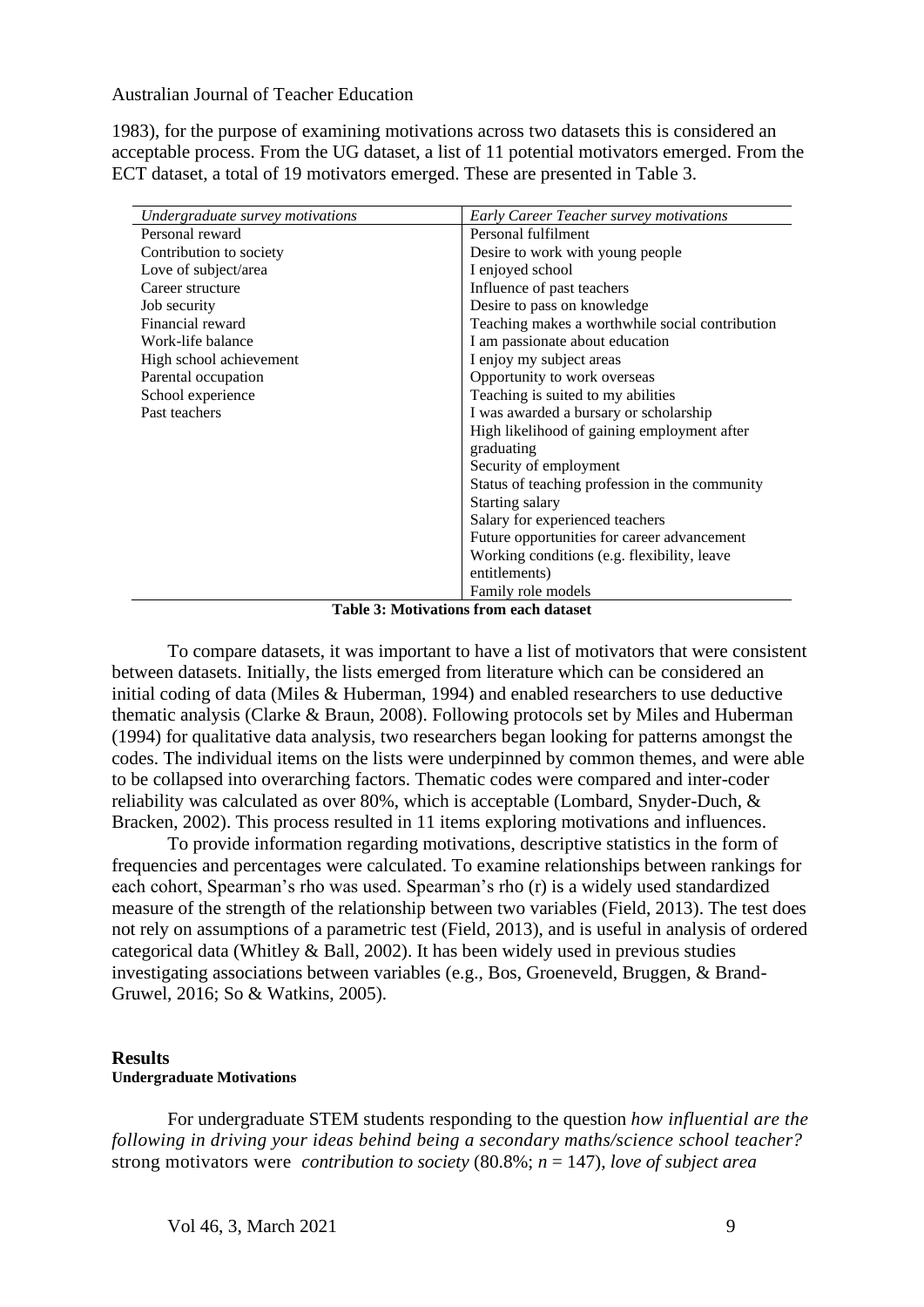1983), for the purpose of examining motivations across two datasets this is considered an acceptable process. From the UG dataset, a list of 11 potential motivators emerged. From the ECT dataset, a total of 19 motivators emerged. These are presented in Table 3.

| *Undergraduate survey motivations* | *Early Career Teacher survey motivations* |
|---|---|
| Personal reward | Personal fulfilment |
| Contribution to society | Desire to work with young people |
| Love of subject/area | I enjoyed school |
| Career structure | Influence of past teachers |
| Job security | Desire to pass on knowledge |
| Financial reward | Teaching makes a worthwhile social contribution |
| Work-life balance | I am passionate about education |
| High school achievement | I enjoy my subject areas |
| Parental occupation | Opportunity to work overseas |
| School experience | Teaching is suited to my abilities |
| Past teachers | I was awarded a bursary or scholarship |
| | High likelihood of gaining employment after graduating |
| | Security of employment |
| | Status of teaching profession in the community |
| | Starting salary |
| | Salary for experienced teachers |
| | Future opportunities for career advancement |
| | Working conditions (e.g. flexibility, leave entitlements) |
| | Family role models |

**Table 3: Motivations from each dataset**

To compare datasets, it was important to have a list of motivators that were consistent between datasets. Initially, the lists emerged from literature which can be considered an initial coding of data (Miles & Huberman, 1994) and enabled researchers to use deductive thematic analysis (Clarke & Braun, 2008). Following protocols set by Miles and Huberman (1994) for qualitative data analysis, two researchers began looking for patterns amongst the codes. The individual items on the lists were underpinned by common themes, and were able to be collapsed into overarching factors. Thematic codes were compared and inter-coder reliability was calculated as over 80%, which is acceptable (Lombard, Snyder-Duch, & Bracken, 2002). This process resulted in 11 items exploring motivations and influences.

To provide information regarding motivations, descriptive statistics in the form of frequencies and percentages were calculated. To examine relationships between rankings for each cohort, Spearman's rho was used. Spearman's rho (r) is a widely used standardized measure of the strength of the relationship between two variables (Field, 2013). The test does not rely on assumptions of a parametric test (Field, 2013), and is useful in analysis of ordered categorical data (Whitley & Ball, 2002). It has been widely used in previous studies investigating associations between variables (e.g., Bos, Groeneveld, Bruggen, & Brand-Gruwel, 2016; So & Watkins, 2005).

## Results

### Undergraduate Motivations

For undergraduate STEM students responding to the question *how influential are the following in driving your ideas behind being a secondary maths/science school teacher?* strong motivators were *contribution to society* (80.8%; $n$ = 147), *love of subject area*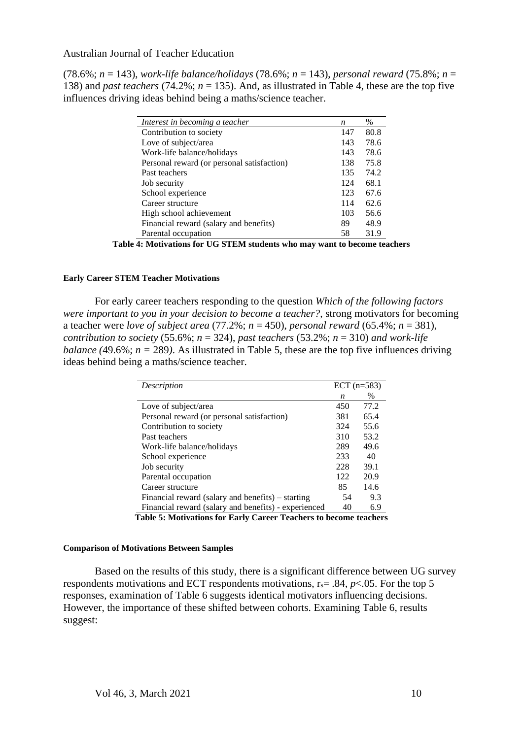(78.6%; $n$ = 143), *work-life balance/holidays* (78.6%; $n$ = 143), *personal reward* (75.8%; $n$ = 138) and *past teachers* (74.2%; $n$ = 135). And, as illustrated in Table 4, these are the top five influences driving ideas behind being a maths/science teacher.

| *Interest in becoming a teacher* | *n* | % |
|---|---|---|
| Contribution to society | 147 | 80.8 |
| Love of subject/area | 143 | 78.6 |
| Work-life balance/holidays | 143 | 78.6 |
| Personal reward (or personal satisfaction) | 138 | 75.8 |
| Past teachers | 135 | 74.2 |
| Job security | 124 | 68.1 |
| School experience | 123 | 67.6 |
| Career structure | 114 | 62.6 |
| High school achievement | 103 | 56.6 |
| Financial reward (salary and benefits) | 89 | 48.9 |
| Parental occupation | 58 | 31.9 |

**Table 4: Motivations for UG STEM students who may want to become teachers**

#### Early Career STEM Teacher Motivations

For early career teachers responding to the question *Which of the following factors were important to you in your decision to become a teacher?,* strong motivators for becoming a teacher were *love of subject area* (77.2%; $n$ = 450), *personal reward* (65.4%; $n$ = 381), *contribution to society* (55.6%; $n$ = 324), *past teachers* (53.2%; $n$ = 310) *and work-life balance (*49.6%; $n$ = 289*)*. As illustrated in Table 5, these are the top five influences driving ideas behind being a maths/science teacher.

| *Description* | ECT (n=583) | |
|---|---|---|
| | *n* | % |
| Love of subject/area | 450 | 77.2 |
| Personal reward (or personal satisfaction) | 381 | 65.4 |
| Contribution to society | 324 | 55.6 |
| Past teachers | 310 | 53.2 |
| Work-life balance/holidays | 289 | 49.6 |
| School experience | 233 | 40 |
| Job security | 228 | 39.1 |
| Parental occupation | 122 | 20.9 |
| Career structure | 85 | 14.6 |
| Financial reward (salary and benefits) – starting | 54 | 9.3 |
| Financial reward (salary and benefits) - experienced | 40 | 6.9 |

**Table 5: Motivations for Early Career Teachers to become teachers**

#### Comparison of Motivations Between Samples

Based on the results of this study, there is a significant difference between UG survey respondents motivations and ECT respondents motivations, $r_s$= .84, $p$<.05. For the top 5 responses, examination of Table 6 suggests identical motivators influencing decisions. However, the importance of these shifted between cohorts. Examining Table 6, results suggest: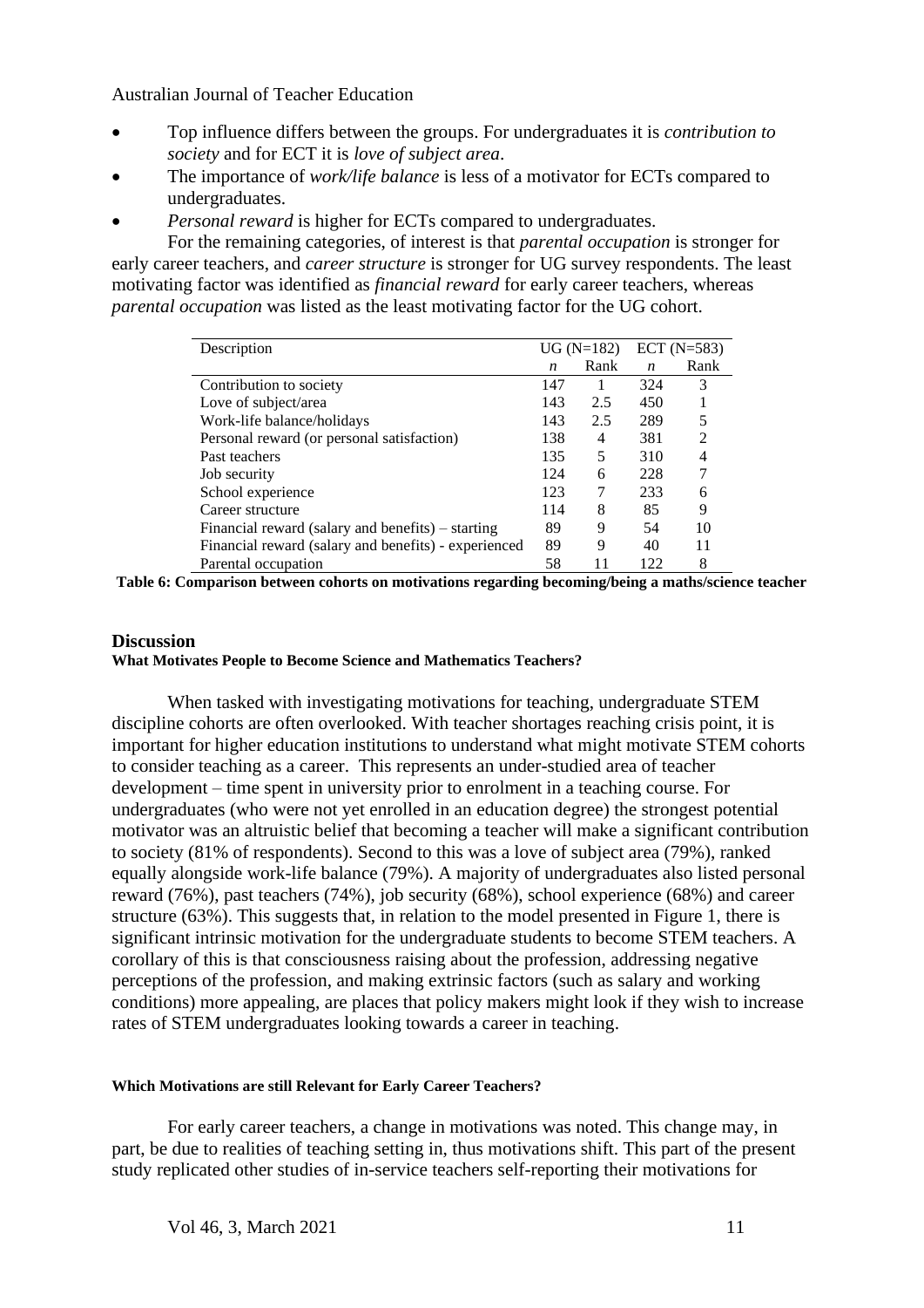- Top influence differs between the groups. For undergraduates it is *contribution to society* and for ECT it is *love of subject area*.
- The importance of *work/life balance* is less of a motivator for ECTs compared to undergraduates.
- *Personal reward* is higher for ECTs compared to undergraduates.

For the remaining categories, of interest is that *parental occupation* is stronger for early career teachers, and *career structure* is stronger for UG survey respondents. The least motivating factor was identified as *financial reward* for early career teachers, whereas *parental occupation* was listed as the least motivating factor for the UG cohort.

| Description | UG (N=182) | | ECT (N=583) | |
|---|---|---|---|---|
| | *n* | Rank | *n* | Rank |
| Contribution to society | 147 | 1 | 324 | 3 |
| Love of subject/area | 143 | 2.5 | 450 | 1 |
| Work-life balance/holidays | 143 | 2.5 | 289 | 5 |
| Personal reward (or personal satisfaction) | 138 | 4 | 381 | 2 |
| Past teachers | 135 | 5 | 310 | 4 |
| Job security | 124 | 6 | 228 | 7 |
| School experience | 123 | 7 | 233 | 6 |
| Career structure | 114 | 8 | 85 | 9 |
| Financial reward (salary and benefits) – starting | 89 | 9 | 54 | 10 |
| Financial reward (salary and benefits) - experienced | 89 | 9 | 40 | 11 |
| Parental occupation | 58 | 11 | 122 | 8 |

**Table 6: Comparison between cohorts on motivations regarding becoming/being a maths/science teacher**

## Discussion

### What Motivates People to Become Science and Mathematics Teachers?

When tasked with investigating motivations for teaching, undergraduate STEM discipline cohorts are often overlooked. With teacher shortages reaching crisis point, it is important for higher education institutions to understand what might motivate STEM cohorts to consider teaching as a career. This represents an under-studied area of teacher development – time spent in university prior to enrolment in a teaching course. For undergraduates (who were not yet enrolled in an education degree) the strongest potential motivator was an altruistic belief that becoming a teacher will make a significant contribution to society (81% of respondents). Second to this was a love of subject area (79%), ranked equally alongside work-life balance (79%). A majority of undergraduates also listed personal reward (76%), past teachers (74%), job security (68%), school experience (68%) and career structure (63%). This suggests that, in relation to the model presented in Figure 1, there is significant intrinsic motivation for the undergraduate students to become STEM teachers. A corollary of this is that consciousness raising about the profession, addressing negative perceptions of the profession, and making extrinsic factors (such as salary and working conditions) more appealing, are places that policy makers might look if they wish to increase rates of STEM undergraduates looking towards a career in teaching.

### Which Motivations are still Relevant for Early Career Teachers?

For early career teachers, a change in motivations was noted. This change may, in part, be due to realities of teaching setting in, thus motivations shift. This part of the present study replicated other studies of in-service teachers self-reporting their motivations for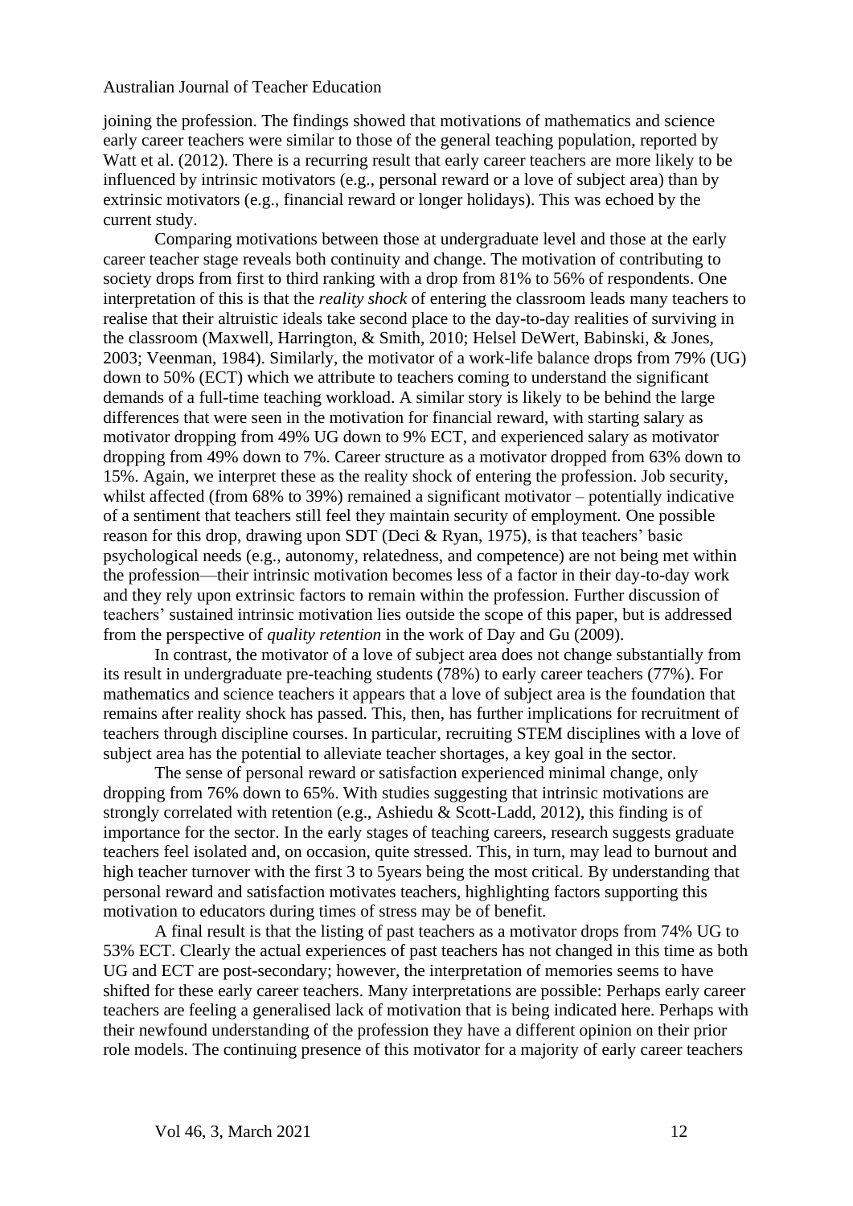joining the profession. The findings showed that motivations of mathematics and science early career teachers were similar to those of the general teaching population, reported by Watt et al. (2012). There is a recurring result that early career teachers are more likely to be influenced by intrinsic motivators (e.g., personal reward or a love of subject area) than by extrinsic motivators (e.g., financial reward or longer holidays). This was echoed by the current study.

Comparing motivations between those at undergraduate level and those at the early career teacher stage reveals both continuity and change. The motivation of contributing to society drops from first to third ranking with a drop from 81% to 56% of respondents. One interpretation of this is that the *reality shock* of entering the classroom leads many teachers to realise that their altruistic ideals take second place to the day-to-day realities of surviving in the classroom (Maxwell, Harrington, & Smith, 2010; Helsel DeWert, Babinski, & Jones, 2003; Veenman, 1984). Similarly, the motivator of a work-life balance drops from 79% (UG) down to 50% (ECT) which we attribute to teachers coming to understand the significant demands of a full-time teaching workload. A similar story is likely to be behind the large differences that were seen in the motivation for financial reward, with starting salary as motivator dropping from 49% UG down to 9% ECT, and experienced salary as motivator dropping from 49% down to 7%. Career structure as a motivator dropped from 63% down to 15%. Again, we interpret these as the reality shock of entering the profession. Job security, whilst affected (from 68% to 39%) remained a significant motivator – potentially indicative of a sentiment that teachers still feel they maintain security of employment. One possible reason for this drop, drawing upon SDT (Deci & Ryan, 1975), is that teachers' basic psychological needs (e.g., autonomy, relatedness, and competence) are not being met within the profession—their intrinsic motivation becomes less of a factor in their day-to-day work and they rely upon extrinsic factors to remain within the profession. Further discussion of teachers' sustained intrinsic motivation lies outside the scope of this paper, but is addressed from the perspective of *quality retention* in the work of Day and Gu (2009).

In contrast, the motivator of a love of subject area does not change substantially from its result in undergraduate pre-teaching students (78%) to early career teachers (77%). For mathematics and science teachers it appears that a love of subject area is the foundation that remains after reality shock has passed. This, then, has further implications for recruitment of teachers through discipline courses. In particular, recruiting STEM disciplines with a love of subject area has the potential to alleviate teacher shortages, a key goal in the sector.

The sense of personal reward or satisfaction experienced minimal change, only dropping from 76% down to 65%. With studies suggesting that intrinsic motivations are strongly correlated with retention (e.g., Ashiedu & Scott-Ladd, 2012), this finding is of importance for the sector. In the early stages of teaching careers, research suggests graduate teachers feel isolated and, on occasion, quite stressed. This, in turn, may lead to burnout and high teacher turnover with the first 3 to 5years being the most critical. By understanding that personal reward and satisfaction motivates teachers, highlighting factors supporting this motivation to educators during times of stress may be of benefit.

A final result is that the listing of past teachers as a motivator drops from 74% UG to 53% ECT. Clearly the actual experiences of past teachers has not changed in this time as both UG and ECT are post-secondary; however, the interpretation of memories seems to have shifted for these early career teachers. Many interpretations are possible: Perhaps early career teachers are feeling a generalised lack of motivation that is being indicated here. Perhaps with their newfound understanding of the profession they have a different opinion on their prior role models. The continuing presence of this motivator for a majority of early career teachers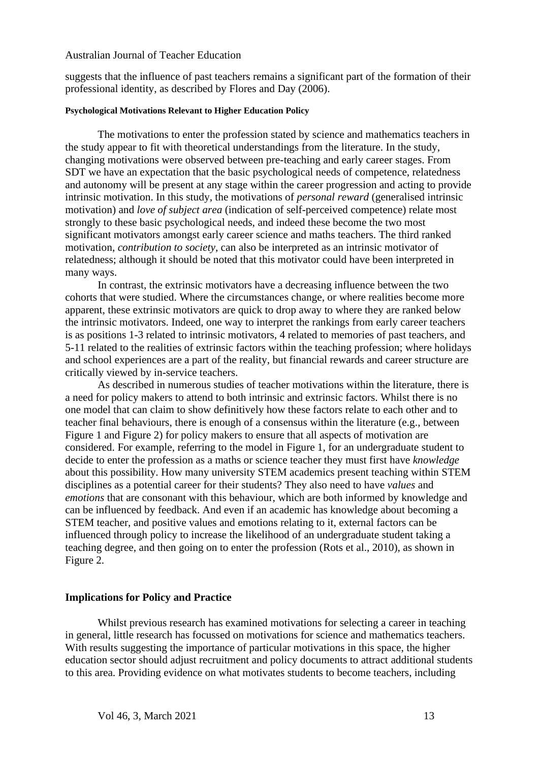suggests that the influence of past teachers remains a significant part of the formation of their professional identity, as described by Flores and Day (2006).

#### Psychological Motivations Relevant to Higher Education Policy

The motivations to enter the profession stated by science and mathematics teachers in the study appear to fit with theoretical understandings from the literature. In the study, changing motivations were observed between pre-teaching and early career stages. From SDT we have an expectation that the basic psychological needs of competence, relatedness and autonomy will be present at any stage within the career progression and acting to provide intrinsic motivation. In this study, the motivations of *personal reward* (generalised intrinsic motivation) and *love of subject area* (indication of self-perceived competence) relate most strongly to these basic psychological needs, and indeed these become the two most significant motivators amongst early career science and maths teachers. The third ranked motivation, *contribution to society*, can also be interpreted as an intrinsic motivator of relatedness; although it should be noted that this motivator could have been interpreted in many ways.

In contrast, the extrinsic motivators have a decreasing influence between the two cohorts that were studied. Where the circumstances change, or where realities become more apparent, these extrinsic motivators are quick to drop away to where they are ranked below the intrinsic motivators. Indeed, one way to interpret the rankings from early career teachers is as positions 1-3 related to intrinsic motivators, 4 related to memories of past teachers, and 5-11 related to the realities of extrinsic factors within the teaching profession; where holidays and school experiences are a part of the reality, but financial rewards and career structure are critically viewed by in-service teachers.

As described in numerous studies of teacher motivations within the literature, there is a need for policy makers to attend to both intrinsic and extrinsic factors. Whilst there is no one model that can claim to show definitively how these factors relate to each other and to teacher final behaviours, there is enough of a consensus within the literature (e.g., between Figure 1 and Figure 2) for policy makers to ensure that all aspects of motivation are considered. For example, referring to the model in Figure 1, for an undergraduate student to decide to enter the profession as a maths or science teacher they must first have *knowledge* about this possibility. How many university STEM academics present teaching within STEM disciplines as a potential career for their students? They also need to have *values* and *emotions* that are consonant with this behaviour, which are both informed by knowledge and can be influenced by feedback. And even if an academic has knowledge about becoming a STEM teacher, and positive values and emotions relating to it, external factors can be influenced through policy to increase the likelihood of an undergraduate student taking a teaching degree, and then going on to enter the profession (Rots et al., 2010), as shown in Figure 2.

### Implications for Policy and Practice

Whilst previous research has examined motivations for selecting a career in teaching in general, little research has focussed on motivations for science and mathematics teachers. With results suggesting the importance of particular motivations in this space, the higher education sector should adjust recruitment and policy documents to attract additional students to this area. Providing evidence on what motivates students to become teachers, including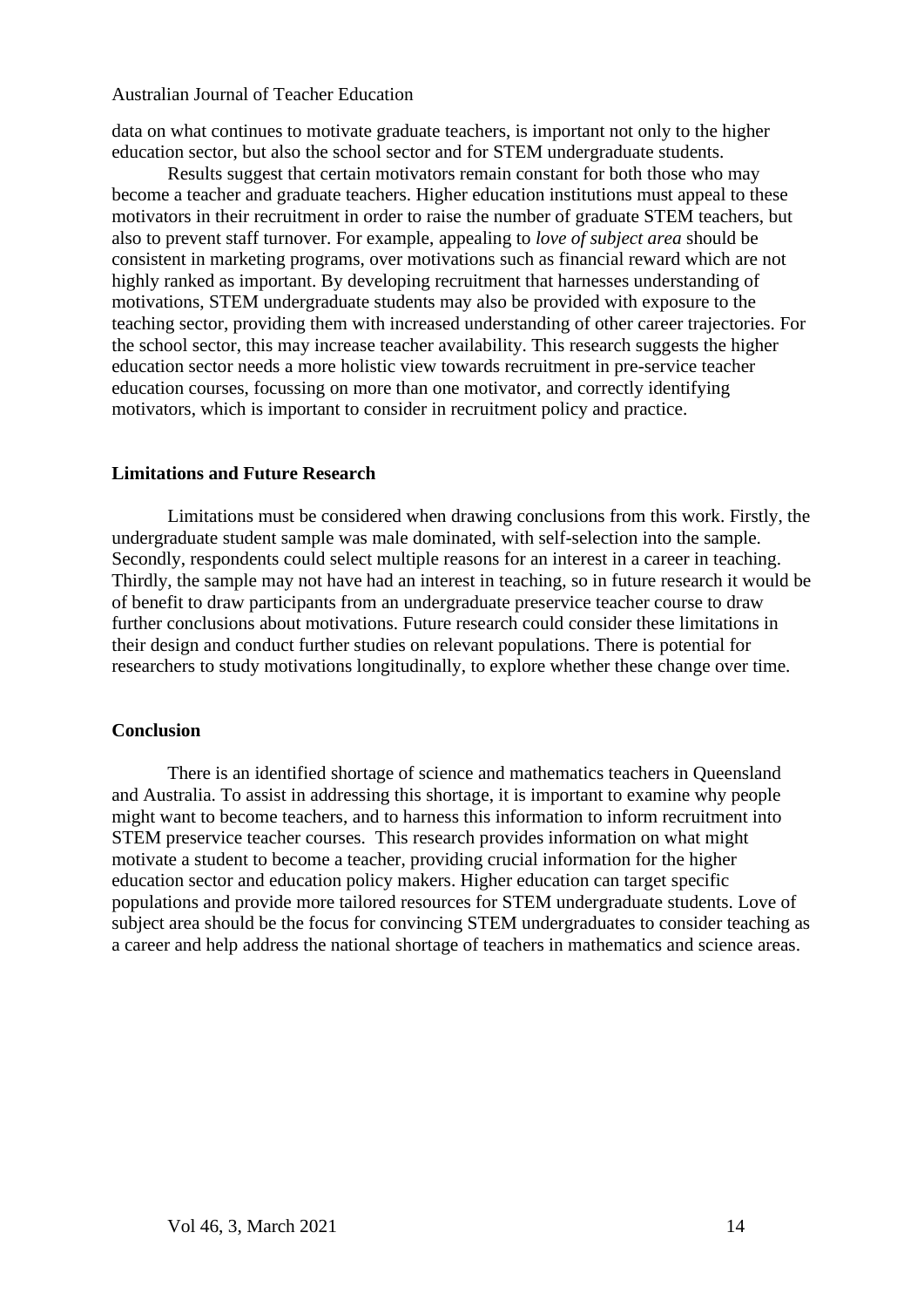data on what continues to motivate graduate teachers, is important not only to the higher education sector, but also the school sector and for STEM undergraduate students.

Results suggest that certain motivators remain constant for both those who may become a teacher and graduate teachers. Higher education institutions must appeal to these motivators in their recruitment in order to raise the number of graduate STEM teachers, but also to prevent staff turnover. For example, appealing to *love of subject area* should be consistent in marketing programs, over motivations such as financial reward which are not highly ranked as important. By developing recruitment that harnesses understanding of motivations, STEM undergraduate students may also be provided with exposure to the teaching sector, providing them with increased understanding of other career trajectories. For the school sector, this may increase teacher availability. This research suggests the higher education sector needs a more holistic view towards recruitment in pre-service teacher education courses, focussing on more than one motivator, and correctly identifying motivators, which is important to consider in recruitment policy and practice.

## Limitations and Future Research

Limitations must be considered when drawing conclusions from this work. Firstly, the undergraduate student sample was male dominated, with self-selection into the sample. Secondly, respondents could select multiple reasons for an interest in a career in teaching. Thirdly, the sample may not have had an interest in teaching, so in future research it would be of benefit to draw participants from an undergraduate preservice teacher course to draw further conclusions about motivations. Future research could consider these limitations in their design and conduct further studies on relevant populations. There is potential for researchers to study motivations longitudinally, to explore whether these change over time.

## Conclusion

There is an identified shortage of science and mathematics teachers in Queensland and Australia. To assist in addressing this shortage, it is important to examine why people might want to become teachers, and to harness this information to inform recruitment into STEM preservice teacher courses. This research provides information on what might motivate a student to become a teacher, providing crucial information for the higher education sector and education policy makers. Higher education can target specific populations and provide more tailored resources for STEM undergraduate students. Love of subject area should be the focus for convincing STEM undergraduates to consider teaching as a career and help address the national shortage of teachers in mathematics and science areas.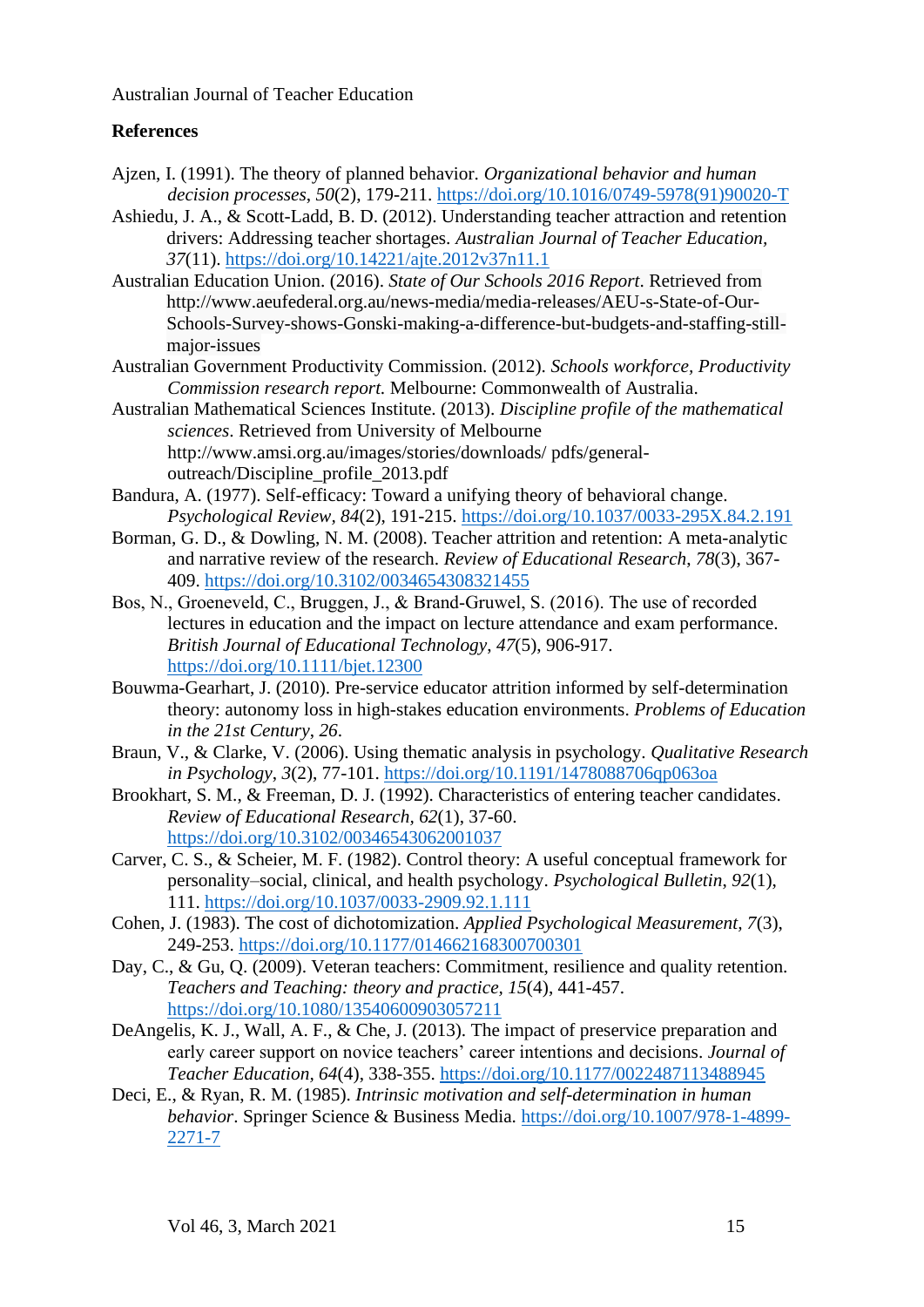**References**

Ajzen, I. (1991). The theory of planned behavior. *Organizational behavior and human decision processes*, *50*(2), 179-211. https://doi.org/10.1016/0749-5978(91)90020-T

Ashiedu, J. A., & Scott-Ladd, B. D. (2012). Understanding teacher attraction and retention drivers: Addressing teacher shortages. *Australian Journal of Teacher Education*, *37*(11). https://doi.org/10.14221/ajte.2012v37n11.1

Australian Education Union. (2016). *State of Our Schools 2016 Report*. Retrieved from http://www.aeufederal.org.au/news-media/media-releases/AEU-s-State-of-Our-Schools-Survey-shows-Gonski-making-a-difference-but-budgets-and-staffing-still-major-issues

Australian Government Productivity Commission. (2012). *Schools workforce, Productivity Commission research report.* Melbourne: Commonwealth of Australia.

Australian Mathematical Sciences Institute. (2013). *Discipline profile of the mathematical sciences*. Retrieved from University of Melbourne http://www.amsi.org.au/images/stories/downloads/ pdfs/general-outreach/Discipline_profile_2013.pdf

Bandura, A. (1977). Self-efficacy: Toward a unifying theory of behavioral change. *Psychological Review*, *84*(2), 191-215. https://doi.org/10.1037/0033-295X.84.2.191

Borman, G. D., & Dowling, N. M. (2008). Teacher attrition and retention: A meta-analytic and narrative review of the research. *Review of Educational Research*, *78*(3), 367-409. https://doi.org/10.3102/0034654308321455

Bos, N., Groeneveld, C., Bruggen, J., & Brand-Gruwel, S. (2016). The use of recorded lectures in education and the impact on lecture attendance and exam performance. *British Journal of Educational Technology*, *47*(5), 906-917. https://doi.org/10.1111/bjet.12300

Bouwma-Gearhart, J. (2010). Pre-service educator attrition informed by self-determination theory: autonomy loss in high-stakes education environments. *Problems of Education in the 21st Century*, *26*.

Braun, V., & Clarke, V. (2006). Using thematic analysis in psychology. *Qualitative Research in Psychology*, *3*(2), 77-101. https://doi.org/10.1191/1478088706qp063oa

Brookhart, S. M., & Freeman, D. J. (1992). Characteristics of entering teacher candidates. *Review of Educational Research*, *62*(1), 37-60. https://doi.org/10.3102/00346543062001037

Carver, C. S., & Scheier, M. F. (1982). Control theory: A useful conceptual framework for personality–social, clinical, and health psychology. *Psychological Bulletin*, *92*(1), 111. https://doi.org/10.1037/0033-2909.92.1.111

Cohen, J. (1983). The cost of dichotomization. *Applied Psychological Measurement, 7*(3), 249-253. https://doi.org/10.1177/014662168300700301

Day, C., & Gu, Q. (2009). Veteran teachers: Commitment, resilience and quality retention. *Teachers and Teaching: theory and practice*, *15*(4), 441-457. https://doi.org/10.1080/13540600903057211

DeAngelis, K. J., Wall, A. F., & Che, J. (2013). The impact of preservice preparation and early career support on novice teachers' career intentions and decisions. *Journal of Teacher Education*, *64*(4), 338-355. https://doi.org/10.1177/0022487113488945

Deci, E., & Ryan, R. M. (1985). *Intrinsic motivation and self-determination in human behavior*. Springer Science & Business Media. https://doi.org/10.1007/978-1-4899-2271-7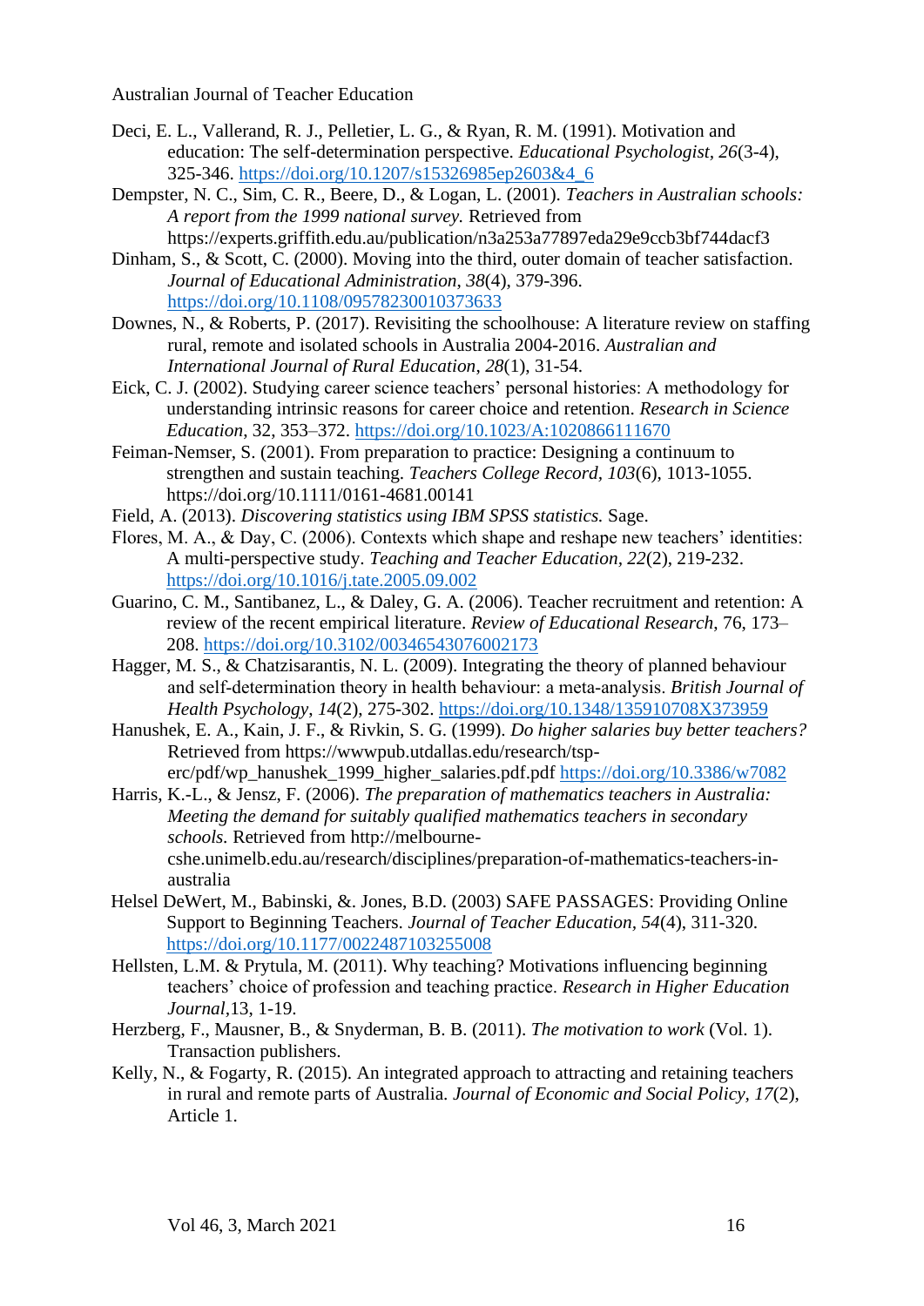Deci, E. L., Vallerand, R. J., Pelletier, L. G., & Ryan, R. M. (1991). Motivation and education: The self-determination perspective. *Educational Psychologist, 26*(3-4), 325-346. https://doi.org/10.1207/s15326985ep2603&4_6

Dempster, N. C., Sim, C. R., Beere, D., & Logan, L. (2001). *Teachers in Australian schools: A report from the 1999 national survey.* Retrieved from https://experts.griffith.edu.au/publication/n3a253a77897eda29e9ccb3bf744dacf3

Dinham, S., & Scott, C. (2000). Moving into the third, outer domain of teacher satisfaction. *Journal of Educational Administration*, *38*(4), 379-396. https://doi.org/10.1108/09578230010373633

Downes, N., & Roberts, P. (2017). Revisiting the schoolhouse: A literature review on staffing rural, remote and isolated schools in Australia 2004-2016. *Australian and International Journal of Rural Education, 28*(1), 31-54.

Eick, C. J. (2002). Studying career science teachers' personal histories: A methodology for understanding intrinsic reasons for career choice and retention. *Research in Science Education*, 32, 353–372. https://doi.org/10.1023/A:1020866111670

Feiman-Nemser, S. (2001). From preparation to practice: Designing a continuum to strengthen and sustain teaching. *Teachers College Record, 103*(6), 1013-1055. https://doi.org/10.1111/0161-4681.00141

Field, A. (2013). *Discovering statistics using IBM SPSS statistics.* Sage.

Flores, M. A., & Day, C. (2006). Contexts which shape and reshape new teachers' identities: A multi-perspective study. *Teaching and Teacher Education, 22*(2), 219-232. https://doi.org/10.1016/j.tate.2005.09.002

Guarino, C. M., Santibanez, L., & Daley, G. A. (2006). Teacher recruitment and retention: A review of the recent empirical literature. *Review of Educational Research*, 76, 173–208. https://doi.org/10.3102/00346543076002173

Hagger, M. S., & Chatzisarantis, N. L. (2009). Integrating the theory of planned behaviour and self-determination theory in health behaviour: a meta-analysis. *British Journal of Health Psychology*, *14*(2), 275-302. https://doi.org/10.1348/135910708X373959

Hanushek, E. A., Kain, J. F., & Rivkin, S. G. (1999). *Do higher salaries buy better teachers?* Retrieved from https://wwwpub.utdallas.edu/research/tsp-erc/pdf/wp_hanushek_1999_higher_salaries.pdf.pdf https://doi.org/10.3386/w7082

Harris, K.-L., & Jensz, F. (2006). *The preparation of mathematics teachers in Australia: Meeting the demand for suitably qualified mathematics teachers in secondary schools.* Retrieved from http://melbourne-cshe.unimelb.edu.au/research/disciplines/preparation-of-mathematics-teachers-in-australia

Helsel DeWert, M., Babinski, &. Jones, B.D. (2003) SAFE PASSAGES: Providing Online Support to Beginning Teachers. *Journal of Teacher Education*, *54*(4), 311-320. https://doi.org/10.1177/0022487103255008

Hellsten, L.M. & Prytula, M. (2011). Why teaching? Motivations influencing beginning teachers' choice of profession and teaching practice. *Research in Higher Education Journal*,13, 1-19.

Herzberg, F., Mausner, B., & Snyderman, B. B. (2011). *The motivation to work* (Vol. 1). Transaction publishers.

Kelly, N., & Fogarty, R. (2015). An integrated approach to attracting and retaining teachers in rural and remote parts of Australia. *Journal of Economic and Social Policy, 17*(2), Article 1.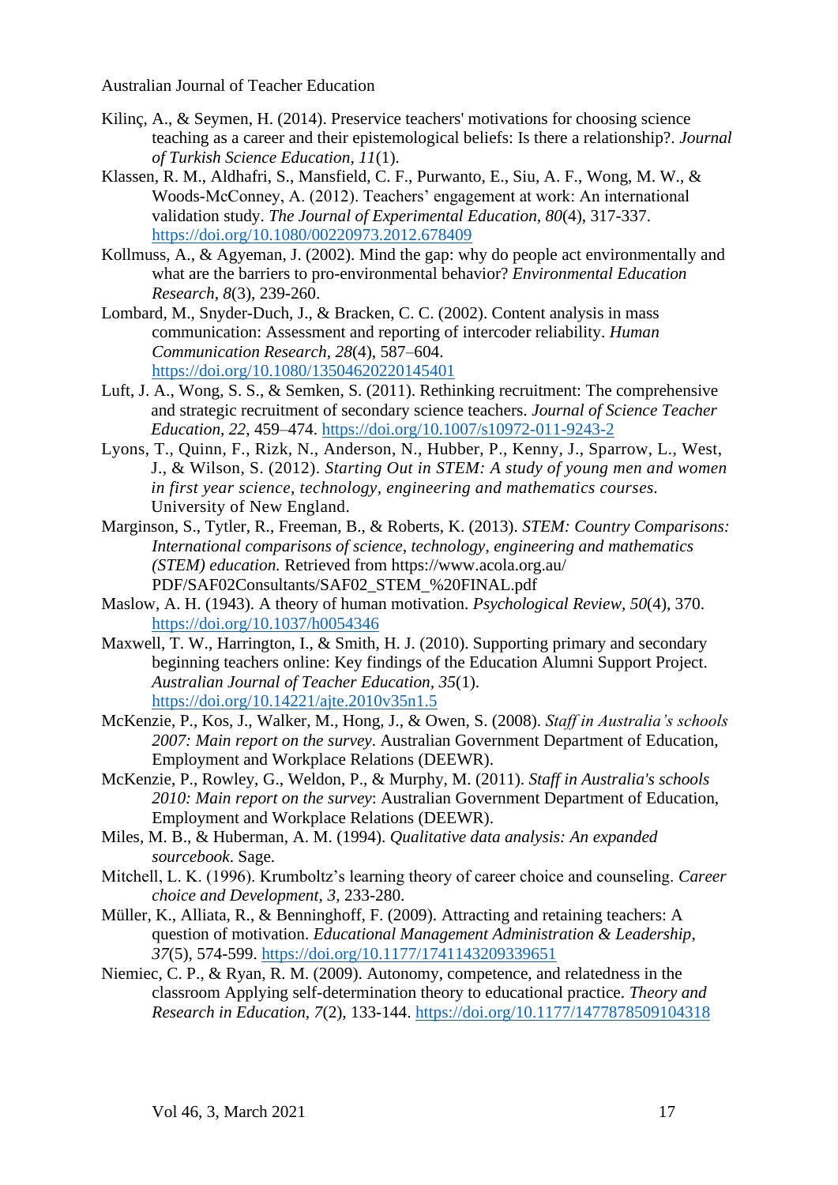Kilinç, A., & Seymen, H. (2014). Preservice teachers' motivations for choosing science teaching as a career and their epistemological beliefs: Is there a relationship?. *Journal of Turkish Science Education*, *11*(1).

Klassen, R. M., Aldhafri, S., Mansfield, C. F., Purwanto, E., Siu, A. F., Wong, M. W., & Woods-McConney, A. (2012). Teachers' engagement at work: An international validation study. *The Journal of Experimental Education*, *80*(4), 317-337. https://doi.org/10.1080/00220973.2012.678409

Kollmuss, A., & Agyeman, J. (2002). Mind the gap: why do people act environmentally and what are the barriers to pro-environmental behavior? *Environmental Education Research*, *8*(3), 239-260.

Lombard, M., Snyder-Duch, J., & Bracken, C. C. (2002). Content analysis in mass communication: Assessment and reporting of intercoder reliability. *Human Communication Research*, *28*(4), 587–604. https://doi.org/10.1080/13504620220145401

Luft, J. A., Wong, S. S., & Semken, S. (2011). Rethinking recruitment: The comprehensive and strategic recruitment of secondary science teachers. *Journal of Science Teacher Education*, *22*, 459–474. https://doi.org/10.1007/s10972-011-9243-2

Lyons, T., Quinn, F., Rizk, N., Anderson, N., Hubber, P., Kenny, J., Sparrow, L., West, J., & Wilson, S. (2012). *Starting Out in STEM: A study of young men and women in first year science, technology, engineering and mathematics courses.* University of New England.

Marginson, S., Tytler, R., Freeman, B., & Roberts, K. (2013). *STEM: Country Comparisons: International comparisons of science, technology, engineering and mathematics (STEM) education.* Retrieved from https://www.acola.org.au/PDF/SAF02Consultants/SAF02_STEM_%20FINAL.pdf

Maslow, A. H. (1943). A theory of human motivation. *Psychological Review*, *50*(4), 370. https://doi.org/10.1037/h0054346

Maxwell, T. W., Harrington, I., & Smith, H. J. (2010). Supporting primary and secondary beginning teachers online: Key findings of the Education Alumni Support Project. *Australian Journal of Teacher Education*, *35*(1). https://doi.org/10.14221/ajte.2010v35n1.5

McKenzie, P., Kos, J., Walker, M., Hong, J., & Owen, S. (2008). *Staff in Australia's schools 2007: Main report on the survey*. Australian Government Department of Education, Employment and Workplace Relations (DEEWR).

McKenzie, P., Rowley, G., Weldon, P., & Murphy, M. (2011). *Staff in Australia's schools 2010: Main report on the survey*: Australian Government Department of Education, Employment and Workplace Relations (DEEWR).

Miles, M. B., & Huberman, A. M. (1994). *Qualitative data analysis: An expanded sourcebook*. Sage.

Mitchell, L. K. (1996). Krumboltz's learning theory of career choice and counseling. *Career choice and Development*, *3*, 233-280.

Müller, K., Alliata, R., & Benninghoff, F. (2009). Attracting and retaining teachers: A question of motivation. *Educational Management Administration & Leadership*, *37*(5), 574-599. https://doi.org/10.1177/1741143209339651

Niemiec, C. P., & Ryan, R. M. (2009). Autonomy, competence, and relatedness in the classroom Applying self-determination theory to educational practice. *Theory and Research in Education*, *7*(2), 133-144. https://doi.org/10.1177/1477878509104318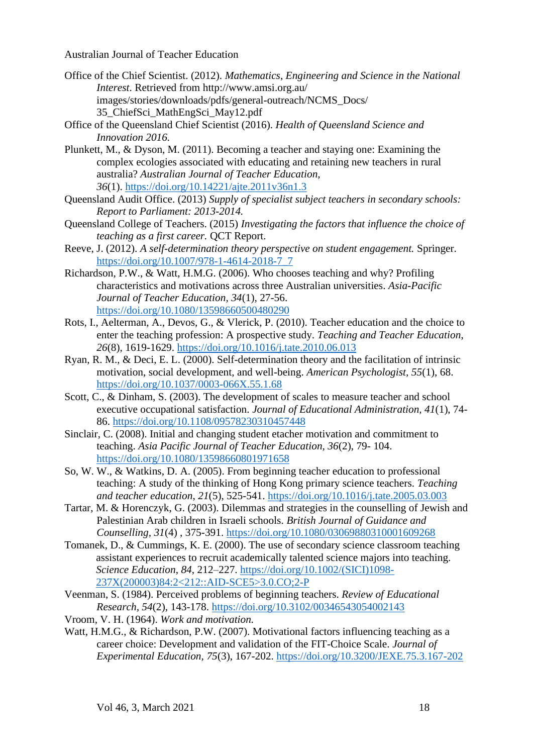Office of the Chief Scientist. (2012). *Mathematics, Engineering and Science in the National Interest*. Retrieved from http://www.amsi.org.au/ images/stories/downloads/pdfs/general-outreach/NCMS_Docs/ 35_ChiefSci_MathEngSci_May12.pdf

Office of the Queensland Chief Scientist (2016). *Health of Queensland Science and Innovation 2016.*

Plunkett, M., & Dyson, M. (2011). Becoming a teacher and staying one: Examining the complex ecologies associated with educating and retaining new teachers in rural australia? *Australian Journal of Teacher Education, 36*(1). https://doi.org/10.14221/ajte.2011v36n1.3

Queensland Audit Office. (2013) *Supply of specialist subject teachers in secondary schools: Report to Parliament: 2013-2014.*

Queensland College of Teachers. (2015) *Investigating the factors that influence the choice of teaching as a first career.* QCT Report.

Reeve, J. (2012). *A self-determination theory perspective on student engagement.* Springer. https://doi.org/10.1007/978-1-4614-2018-7_7

Richardson, P.W., & Watt, H.M.G. (2006). Who chooses teaching and why? Profiling characteristics and motivations across three Australian universities. *Asia-Pacific Journal of Teacher Education*, *34*(1), 27-56. https://doi.org/10.1080/13598660500480290

Rots, I., Aelterman, A., Devos, G., & Vlerick, P. (2010). Teacher education and the choice to enter the teaching profession: A prospective study. *Teaching and Teacher Education*, *26*(8), 1619-1629. https://doi.org/10.1016/j.tate.2010.06.013

Ryan, R. M., & Deci, E. L. (2000). Self-determination theory and the facilitation of intrinsic motivation, social development, and well-being. *American Psychologist, 55*(1), 68. https://doi.org/10.1037/0003-066X.55.1.68

Scott, C., & Dinham, S. (2003). The development of scales to measure teacher and school executive occupational satisfaction. *Journal of Educational Administration*, *41*(1), 74-86. https://doi.org/10.1108/09578230310457448

Sinclair, C. (2008). Initial and changing student etacher motivation and commitment to teaching. *Asia Pacific Journal of Teacher Education, 36*(2), 79- 104. https://doi.org/10.1080/13598660801971658

So, W. W., & Watkins, D. A. (2005). From beginning teacher education to professional teaching: A study of the thinking of Hong Kong primary science teachers. *Teaching and teacher education*, *21*(5), 525-541. https://doi.org/10.1016/j.tate.2005.03.003

Tartar, M. & Horenczyk, G. (2003). Dilemmas and strategies in the counselling of Jewish and Palestinian Arab children in Israeli schools. *British Journal of Guidance and Counselling*, *31*(4) , 375-391. https://doi.org/10.1080/03069880310001609268

Tomanek, D., & Cummings, K. E. (2000). The use of secondary science classroom teaching assistant experiences to recruit academically talented science majors into teaching. *Science Education*, *84*, 212–227. https://doi.org/10.1002/(SICI)1098-237X(200003)84:2<212::AID-SCE5>3.0.CO;2-P

Veenman, S. (1984). Perceived problems of beginning teachers. *Review of Educational Research, 54*(2), 143-178. https://doi.org/10.3102/00346543054002143

Vroom, V. H. (1964). *Work and motivation.*

Watt, H.M.G., & Richardson, P.W. (2007). Motivational factors influencing teaching as a career choice: Development and validation of the FIT-Choice Scale. *Journal of Experimental Education*, *75*(3), 167-202. https://doi.org/10.3200/JEXE.75.3.167-202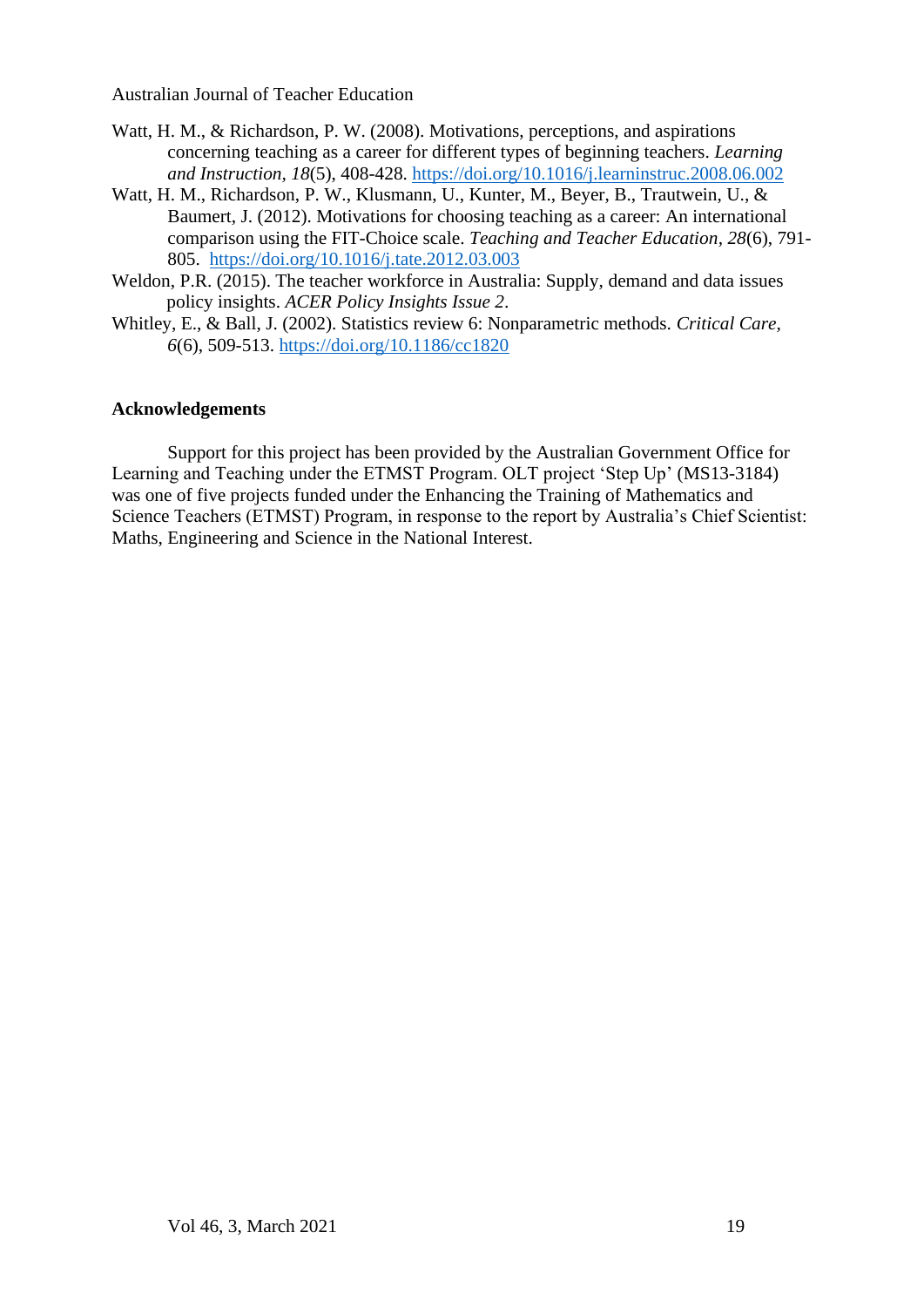Watt, H. M., & Richardson, P. W. (2008). Motivations, perceptions, and aspirations concerning teaching as a career for different types of beginning teachers. *Learning and Instruction*, *18*(5), 408-428. https://doi.org/10.1016/j.learninstruc.2008.06.002

Watt, H. M., Richardson, P. W., Klusmann, U., Kunter, M., Beyer, B., Trautwein, U., & Baumert, J. (2012). Motivations for choosing teaching as a career: An international comparison using the FIT-Choice scale. *Teaching and Teacher Education*, *28*(6), 791-805. https://doi.org/10.1016/j.tate.2012.03.003

Weldon, P.R. (2015). The teacher workforce in Australia: Supply, demand and data issues policy insights. *ACER Policy Insights Issue 2*.

Whitley, E., & Ball, J. (2002). Statistics review 6: Nonparametric methods. *Critical Care*, *6*(6), 509-513. https://doi.org/10.1186/cc1820

**Acknowledgements**

Support for this project has been provided by the Australian Government Office for Learning and Teaching under the ETMST Program. OLT project 'Step Up' (MS13-3184) was one of five projects funded under the Enhancing the Training of Mathematics and Science Teachers (ETMST) Program, in response to the report by Australia's Chief Scientist: Maths, Engineering and Science in the National Interest.